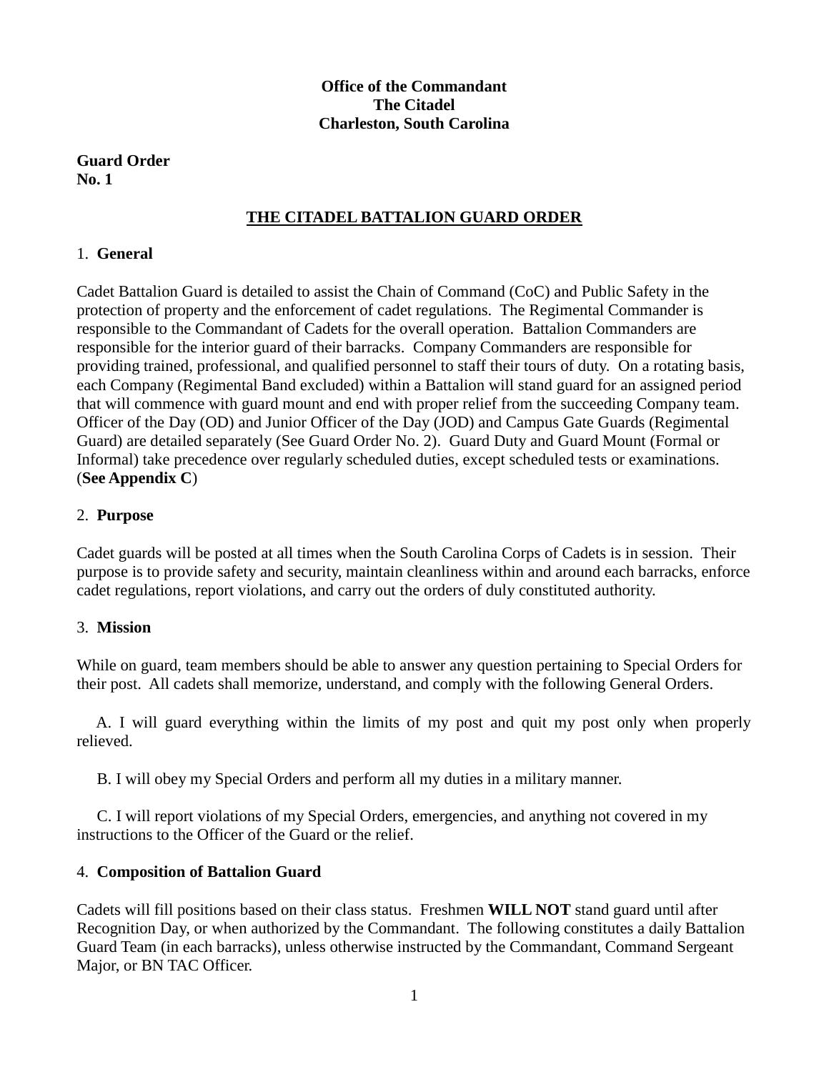**Office of the Commandant**
**The Citadel**
**Charleston, South Carolina**

**Guard Order**
**No. 1**

# THE CITADEL BATTALION GUARD ORDER

## 1. General

Cadet Battalion Guard is detailed to assist the Chain of Command (CoC) and Public Safety in the protection of property and the enforcement of cadet regulations. The Regimental Commander is responsible to the Commandant of Cadets for the overall operation. Battalion Commanders are responsible for the interior guard of their barracks. Company Commanders are responsible for providing trained, professional, and qualified personnel to staff their tours of duty. On a rotating basis, each Company (Regimental Band excluded) within a Battalion will stand guard for an assigned period that will commence with guard mount and end with proper relief from the succeeding Company team. Officer of the Day (OD) and Junior Officer of the Day (JOD) and Campus Gate Guards (Regimental Guard) are detailed separately (See Guard Order No. 2). Guard Duty and Guard Mount (Formal or Informal) take precedence over regularly scheduled duties, except scheduled tests or examinations. (**See Appendix C**)

## 2. Purpose

Cadet guards will be posted at all times when the South Carolina Corps of Cadets is in session. Their purpose is to provide safety and security, maintain cleanliness within and around each barracks, enforce cadet regulations, report violations, and carry out the orders of duly constituted authority.

## 3. Mission

While on guard, team members should be able to answer any question pertaining to Special Orders for their post. All cadets shall memorize, understand, and comply with the following General Orders.

A. I will guard everything within the limits of my post and quit my post only when properly relieved.

B. I will obey my Special Orders and perform all my duties in a military manner.

C. I will report violations of my Special Orders, emergencies, and anything not covered in my instructions to the Officer of the Guard or the relief.

## 4. Composition of Battalion Guard

Cadets will fill positions based on their class status. Freshmen **WILL NOT** stand guard until after Recognition Day, or when authorized by the Commandant. The following constitutes a daily Battalion Guard Team (in each barracks), unless otherwise instructed by the Commandant, Command Sergeant Major, or BN TAC Officer.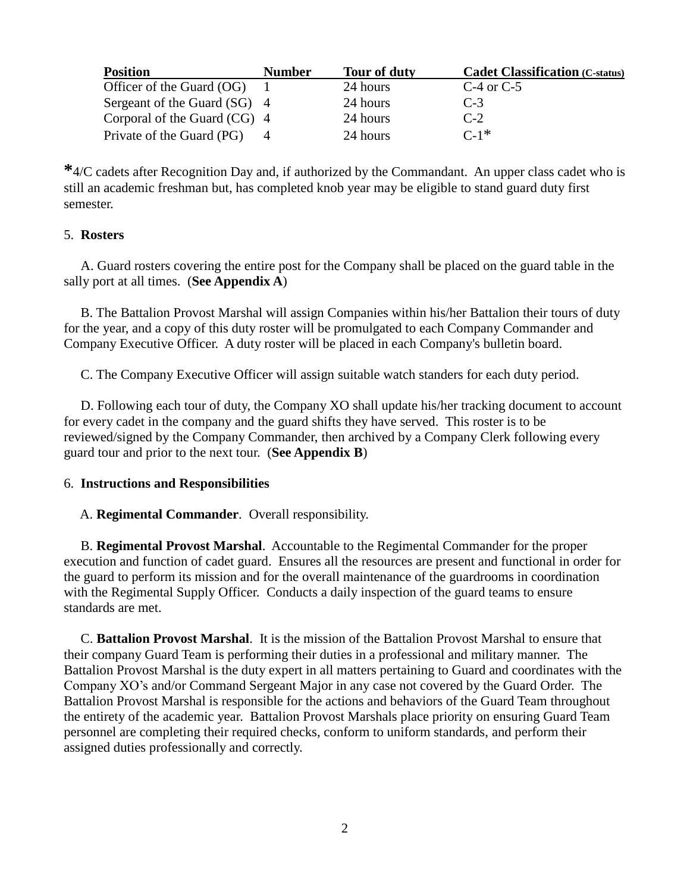| Position | Number | Tour of duty | Cadet Classification (C-status) |
|---|---|---|---|
| Officer of the Guard (OG) | 1 | 24 hours | C-4 or C-5 |
| Sergeant of the Guard (SG) | 4 | 24 hours | C-3 |
| Corporal of the Guard (CG) | 4 | 24 hours | C-2 |
| Private of the Guard (PG) | 4 | 24 hours | C-1* |

*4/C cadets after Recognition Day and, if authorized by the Commandant. An upper class cadet who is still an academic freshman but, has completed knob year may be eligible to stand guard duty first semester.

5. **Rosters**

A. Guard rosters covering the entire post for the Company shall be placed on the guard table in the sally port at all times. (**See Appendix A**)

B. The Battalion Provost Marshal will assign Companies within his/her Battalion their tours of duty for the year, and a copy of this duty roster will be promulgated to each Company Commander and Company Executive Officer. A duty roster will be placed in each Company's bulletin board.

C. The Company Executive Officer will assign suitable watch standers for each duty period.

D. Following each tour of duty, the Company XO shall update his/her tracking document to account for every cadet in the company and the guard shifts they have served. This roster is to be reviewed/signed by the Company Commander, then archived by a Company Clerk following every guard tour and prior to the next tour. (**See Appendix B**)

6. **Instructions and Responsibilities**

A. **Regimental Commander**. Overall responsibility.

B. **Regimental Provost Marshal**. Accountable to the Regimental Commander for the proper execution and function of cadet guard. Ensures all the resources are present and functional in order for the guard to perform its mission and for the overall maintenance of the guardrooms in coordination with the Regimental Supply Officer. Conducts a daily inspection of the guard teams to ensure standards are met.

C. **Battalion Provost Marshal**. It is the mission of the Battalion Provost Marshal to ensure that their company Guard Team is performing their duties in a professional and military manner. The Battalion Provost Marshal is the duty expert in all matters pertaining to Guard and coordinates with the Company XO's and/or Command Sergeant Major in any case not covered by the Guard Order. The Battalion Provost Marshal is responsible for the actions and behaviors of the Guard Team throughout the entirety of the academic year. Battalion Provost Marshals place priority on ensuring Guard Team personnel are completing their required checks, conform to uniform standards, and perform their assigned duties professionally and correctly.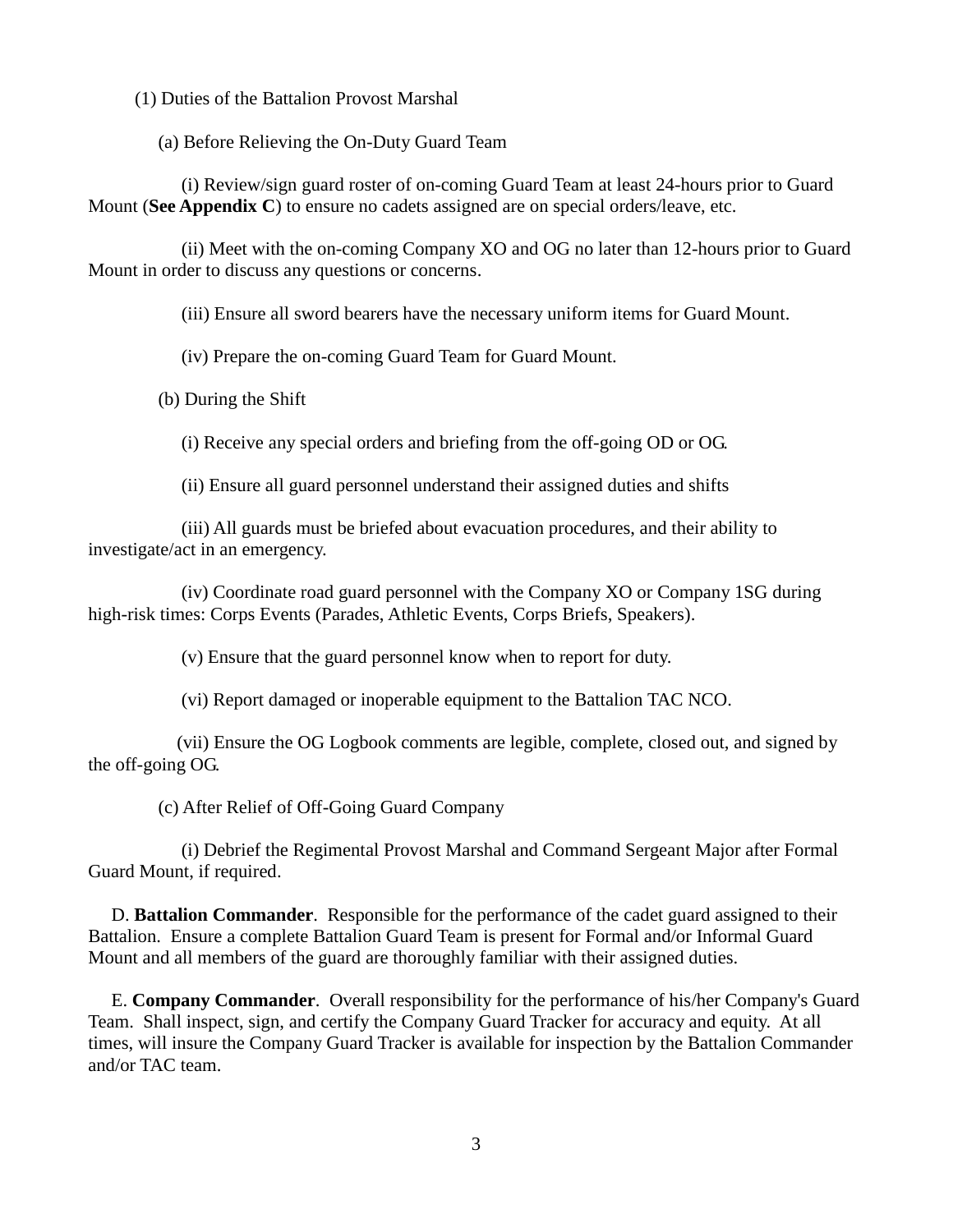(1) Duties of the Battalion Provost Marshal

(a) Before Relieving the On-Duty Guard Team

(i) Review/sign guard roster of on-coming Guard Team at least 24-hours prior to Guard Mount (**See Appendix C**) to ensure no cadets assigned are on special orders/leave, etc.

(ii) Meet with the on-coming Company XO and OG no later than 12-hours prior to Guard Mount in order to discuss any questions or concerns.

(iii) Ensure all sword bearers have the necessary uniform items for Guard Mount.

(iv) Prepare the on-coming Guard Team for Guard Mount.

(b) During the Shift

(i) Receive any special orders and briefing from the off-going OD or OG.

(ii) Ensure all guard personnel understand their assigned duties and shifts

(iii) All guards must be briefed about evacuation procedures, and their ability to investigate/act in an emergency.

(iv) Coordinate road guard personnel with the Company XO or Company 1SG during high-risk times: Corps Events (Parades, Athletic Events, Corps Briefs, Speakers).

(v) Ensure that the guard personnel know when to report for duty.

(vi) Report damaged or inoperable equipment to the Battalion TAC NCO.

(vii) Ensure the OG Logbook comments are legible, complete, closed out, and signed by the off-going OG.

(c) After Relief of Off-Going Guard Company

(i) Debrief the Regimental Provost Marshal and Command Sergeant Major after Formal Guard Mount, if required.

D. **Battalion Commander**. Responsible for the performance of the cadet guard assigned to their Battalion. Ensure a complete Battalion Guard Team is present for Formal and/or Informal Guard Mount and all members of the guard are thoroughly familiar with their assigned duties.

E. **Company Commander**. Overall responsibility for the performance of his/her Company's Guard Team. Shall inspect, sign, and certify the Company Guard Tracker for accuracy and equity. At all times, will insure the Company Guard Tracker is available for inspection by the Battalion Commander and/or TAC team.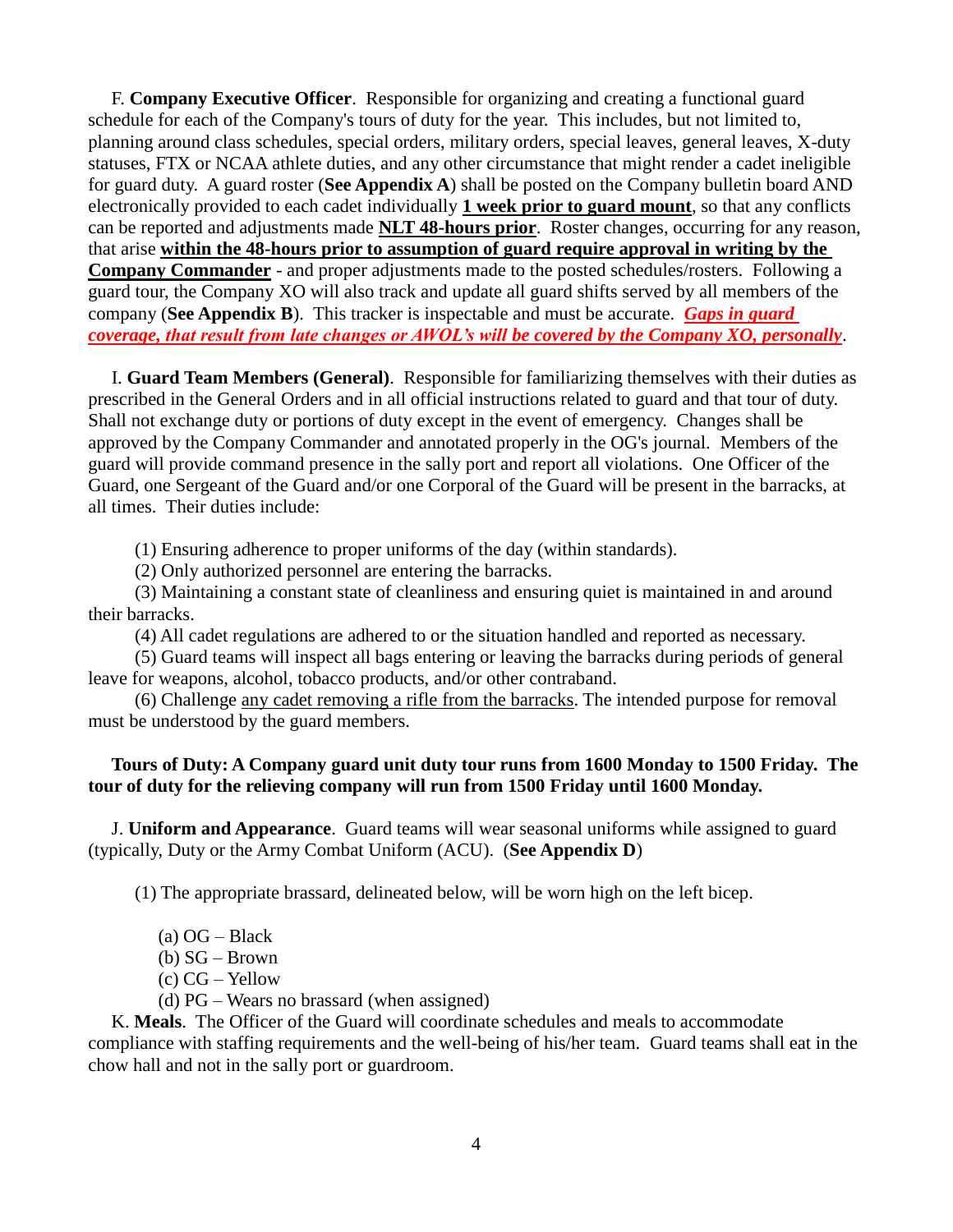F. **Company Executive Officer**. Responsible for organizing and creating a functional guard schedule for each of the Company's tours of duty for the year. This includes, but not limited to, planning around class schedules, special orders, military orders, special leaves, general leaves, X-duty statuses, FTX or NCAA athlete duties, and any other circumstance that might render a cadet ineligible for guard duty. A guard roster (**See Appendix A**) shall be posted on the Company bulletin board AND electronically provided to each cadet individually **1 week prior to guard mount**, so that any conflicts can be reported and adjustments made **NLT 48-hours prior**. Roster changes, occurring for any reason, that arise **within the 48-hours prior to assumption of guard require approval in writing by the Company Commander** - and proper adjustments made to the posted schedules/rosters. Following a guard tour, the Company XO will also track and update all guard shifts served by all members of the company (**See Appendix B**). This tracker is inspectable and must be accurate. ***Gaps in guard coverage, that result from late changes or AWOL's will be covered by the Company XO, personally***.

I. **Guard Team Members (General)**. Responsible for familiarizing themselves with their duties as prescribed in the General Orders and in all official instructions related to guard and that tour of duty. Shall not exchange duty or portions of duty except in the event of emergency. Changes shall be approved by the Company Commander and annotated properly in the OG's journal. Members of the guard will provide command presence in the sally port and report all violations. One Officer of the Guard, one Sergeant of the Guard and/or one Corporal of the Guard will be present in the barracks, at all times. Their duties include:

(1) Ensuring adherence to proper uniforms of the day (within standards).

(2) Only authorized personnel are entering the barracks.

(3) Maintaining a constant state of cleanliness and ensuring quiet is maintained in and around their barracks.

(4) All cadet regulations are adhered to or the situation handled and reported as necessary.

(5) Guard teams will inspect all bags entering or leaving the barracks during periods of general leave for weapons, alcohol, tobacco products, and/or other contraband.

(6) Challenge any cadet removing a rifle from the barracks. The intended purpose for removal must be understood by the guard members.

**Tours of Duty: A Company guard unit duty tour runs from 1600 Monday to 1500 Friday. The tour of duty for the relieving company will run from 1500 Friday until 1600 Monday.**

J. **Uniform and Appearance**. Guard teams will wear seasonal uniforms while assigned to guard (typically, Duty or the Army Combat Uniform (ACU). (**See Appendix D**)

(1) The appropriate brassard, delineated below, will be worn high on the left bicep.

(a) OG – Black
(b) SG – Brown
(c) CG – Yellow
(d) PG – Wears no brassard (when assigned)

K. **Meals**. The Officer of the Guard will coordinate schedules and meals to accommodate compliance with staffing requirements and the well-being of his/her team. Guard teams shall eat in the chow hall and not in the sally port or guardroom.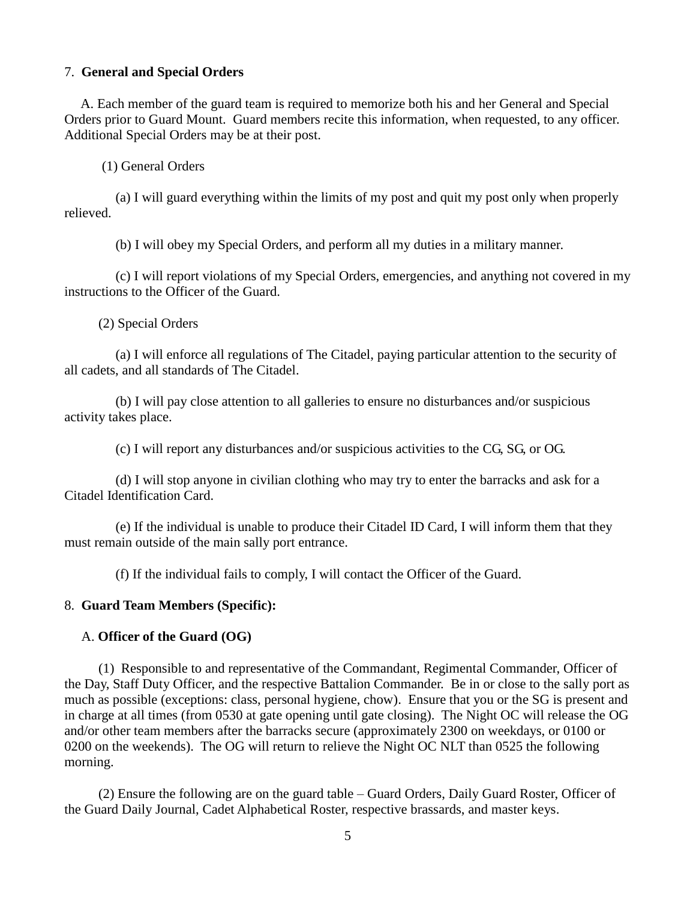7. **General and Special Orders**

A. Each member of the guard team is required to memorize both his and her General and Special Orders prior to Guard Mount. Guard members recite this information, when requested, to any officer. Additional Special Orders may be at their post.

(1) General Orders

(a) I will guard everything within the limits of my post and quit my post only when properly relieved.

(b) I will obey my Special Orders, and perform all my duties in a military manner.

(c) I will report violations of my Special Orders, emergencies, and anything not covered in my instructions to the Officer of the Guard.

(2) Special Orders

(a) I will enforce all regulations of The Citadel, paying particular attention to the security of all cadets, and all standards of The Citadel.

(b) I will pay close attention to all galleries to ensure no disturbances and/or suspicious activity takes place.

(c) I will report any disturbances and/or suspicious activities to the CG, SG, or OG.

(d) I will stop anyone in civilian clothing who may try to enter the barracks and ask for a Citadel Identification Card.

(e) If the individual is unable to produce their Citadel ID Card, I will inform them that they must remain outside of the main sally port entrance.

(f) If the individual fails to comply, I will contact the Officer of the Guard.

8. **Guard Team Members (Specific):**

A. **Officer of the Guard (OG)**

(1) Responsible to and representative of the Commandant, Regimental Commander, Officer of the Day, Staff Duty Officer, and the respective Battalion Commander. Be in or close to the sally port as much as possible (exceptions: class, personal hygiene, chow). Ensure that you or the SG is present and in charge at all times (from 0530 at gate opening until gate closing). The Night OC will release the OG and/or other team members after the barracks secure (approximately 2300 on weekdays, or 0100 or 0200 on the weekends). The OG will return to relieve the Night OC NLT than 0525 the following morning.

(2) Ensure the following are on the guard table – Guard Orders, Daily Guard Roster, Officer of the Guard Daily Journal, Cadet Alphabetical Roster, respective brassards, and master keys.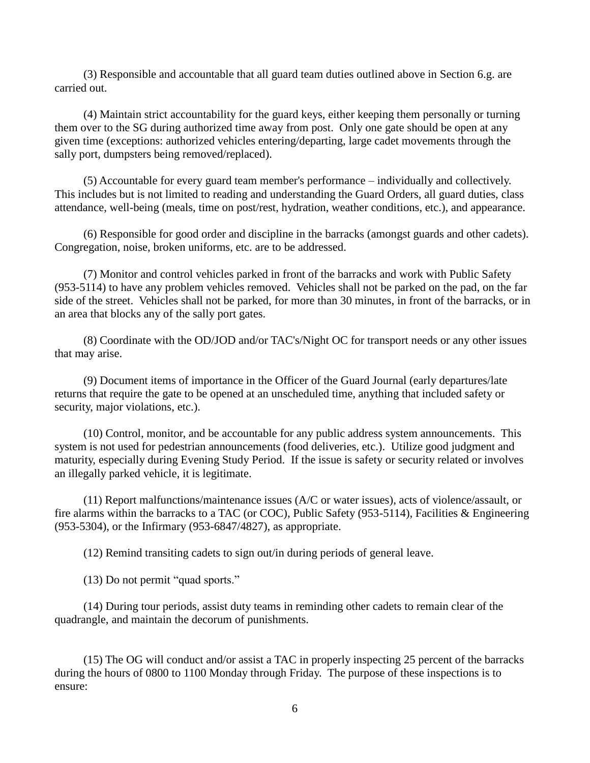(3) Responsible and accountable that all guard team duties outlined above in Section 6.g. are carried out.

(4) Maintain strict accountability for the guard keys, either keeping them personally or turning them over to the SG during authorized time away from post. Only one gate should be open at any given time (exceptions: authorized vehicles entering/departing, large cadet movements through the sally port, dumpsters being removed/replaced).

(5) Accountable for every guard team member's performance – individually and collectively. This includes but is not limited to reading and understanding the Guard Orders, all guard duties, class attendance, well-being (meals, time on post/rest, hydration, weather conditions, etc.), and appearance.

(6) Responsible for good order and discipline in the barracks (amongst guards and other cadets). Congregation, noise, broken uniforms, etc. are to be addressed.

(7) Monitor and control vehicles parked in front of the barracks and work with Public Safety (953-5114) to have any problem vehicles removed. Vehicles shall not be parked on the pad, on the far side of the street. Vehicles shall not be parked, for more than 30 minutes, in front of the barracks, or in an area that blocks any of the sally port gates.

(8) Coordinate with the OD/JOD and/or TAC's/Night OC for transport needs or any other issues that may arise.

(9) Document items of importance in the Officer of the Guard Journal (early departures/late returns that require the gate to be opened at an unscheduled time, anything that included safety or security, major violations, etc.).

(10) Control, monitor, and be accountable for any public address system announcements. This system is not used for pedestrian announcements (food deliveries, etc.). Utilize good judgment and maturity, especially during Evening Study Period. If the issue is safety or security related or involves an illegally parked vehicle, it is legitimate.

(11) Report malfunctions/maintenance issues (A/C or water issues), acts of violence/assault, or fire alarms within the barracks to a TAC (or COC), Public Safety (953-5114), Facilities & Engineering (953-5304), or the Infirmary (953-6847/4827), as appropriate.

(12) Remind transiting cadets to sign out/in during periods of general leave.

(13) Do not permit "quad sports."

(14) During tour periods, assist duty teams in reminding other cadets to remain clear of the quadrangle, and maintain the decorum of punishments.

(15) The OG will conduct and/or assist a TAC in properly inspecting 25 percent of the barracks during the hours of 0800 to 1100 Monday through Friday. The purpose of these inspections is to ensure: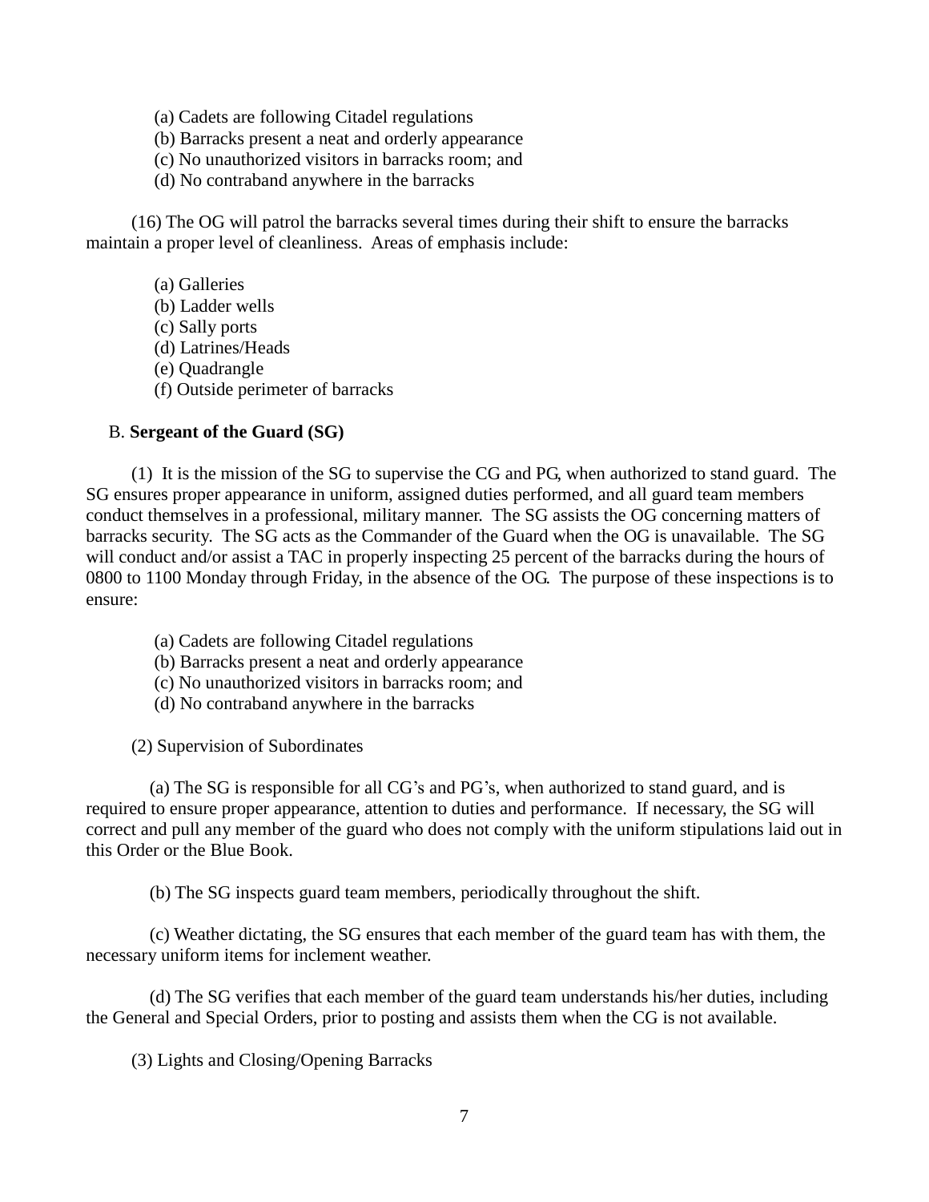(a) Cadets are following Citadel regulations
(b) Barracks present a neat and orderly appearance
(c) No unauthorized visitors in barracks room; and
(d) No contraband anywhere in the barracks

(16) The OG will patrol the barracks several times during their shift to ensure the barracks maintain a proper level of cleanliness. Areas of emphasis include:

(a) Galleries
(b) Ladder wells
(c) Sally ports
(d) Latrines/Heads
(e) Quadrangle
(f) Outside perimeter of barracks

B. **Sergeant of the Guard (SG)**

(1) It is the mission of the SG to supervise the CG and PG, when authorized to stand guard. The SG ensures proper appearance in uniform, assigned duties performed, and all guard team members conduct themselves in a professional, military manner. The SG assists the OG concerning matters of barracks security. The SG acts as the Commander of the Guard when the OG is unavailable. The SG will conduct and/or assist a TAC in properly inspecting 25 percent of the barracks during the hours of 0800 to 1100 Monday through Friday, in the absence of the OG. The purpose of these inspections is to ensure:

(a) Cadets are following Citadel regulations
(b) Barracks present a neat and orderly appearance
(c) No unauthorized visitors in barracks room; and
(d) No contraband anywhere in the barracks

(2) Supervision of Subordinates

(a) The SG is responsible for all CG's and PG's, when authorized to stand guard, and is required to ensure proper appearance, attention to duties and performance. If necessary, the SG will correct and pull any member of the guard who does not comply with the uniform stipulations laid out in this Order or the Blue Book.

(b) The SG inspects guard team members, periodically throughout the shift.

(c) Weather dictating, the SG ensures that each member of the guard team has with them, the necessary uniform items for inclement weather.

(d) The SG verifies that each member of the guard team understands his/her duties, including the General and Special Orders, prior to posting and assists them when the CG is not available.

(3) Lights and Closing/Opening Barracks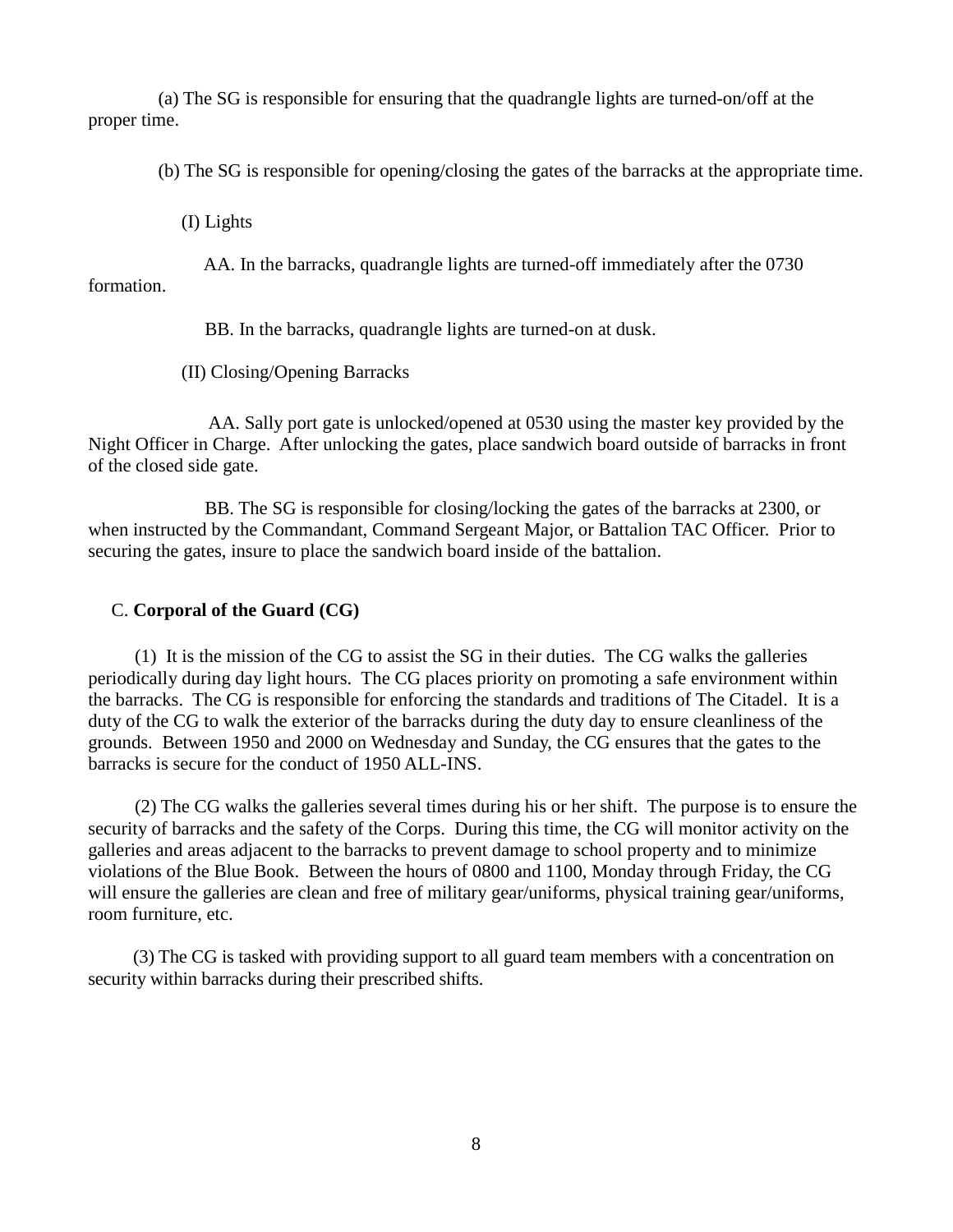(a) The SG is responsible for ensuring that the quadrangle lights are turned-on/off at the proper time.

(b) The SG is responsible for opening/closing the gates of the barracks at the appropriate time.

(I) Lights

AA. In the barracks, quadrangle lights are turned-off immediately after the 0730 formation.

BB. In the barracks, quadrangle lights are turned-on at dusk.

(II) Closing/Opening Barracks

AA. Sally port gate is unlocked/opened at 0530 using the master key provided by the Night Officer in Charge. After unlocking the gates, place sandwich board outside of barracks in front of the closed side gate.

BB. The SG is responsible for closing/locking the gates of the barracks at 2300, or when instructed by the Commandant, Command Sergeant Major, or Battalion TAC Officer. Prior to securing the gates, insure to place the sandwich board inside of the battalion.

C. **Corporal of the Guard (CG)**

(1) It is the mission of the CG to assist the SG in their duties. The CG walks the galleries periodically during day light hours. The CG places priority on promoting a safe environment within the barracks. The CG is responsible for enforcing the standards and traditions of The Citadel. It is a duty of the CG to walk the exterior of the barracks during the duty day to ensure cleanliness of the grounds. Between 1950 and 2000 on Wednesday and Sunday, the CG ensures that the gates to the barracks is secure for the conduct of 1950 ALL-INS.

(2) The CG walks the galleries several times during his or her shift. The purpose is to ensure the security of barracks and the safety of the Corps. During this time, the CG will monitor activity on the galleries and areas adjacent to the barracks to prevent damage to school property and to minimize violations of the Blue Book. Between the hours of 0800 and 1100, Monday through Friday, the CG will ensure the galleries are clean and free of military gear/uniforms, physical training gear/uniforms, room furniture, etc.

(3) The CG is tasked with providing support to all guard team members with a concentration on security within barracks during their prescribed shifts.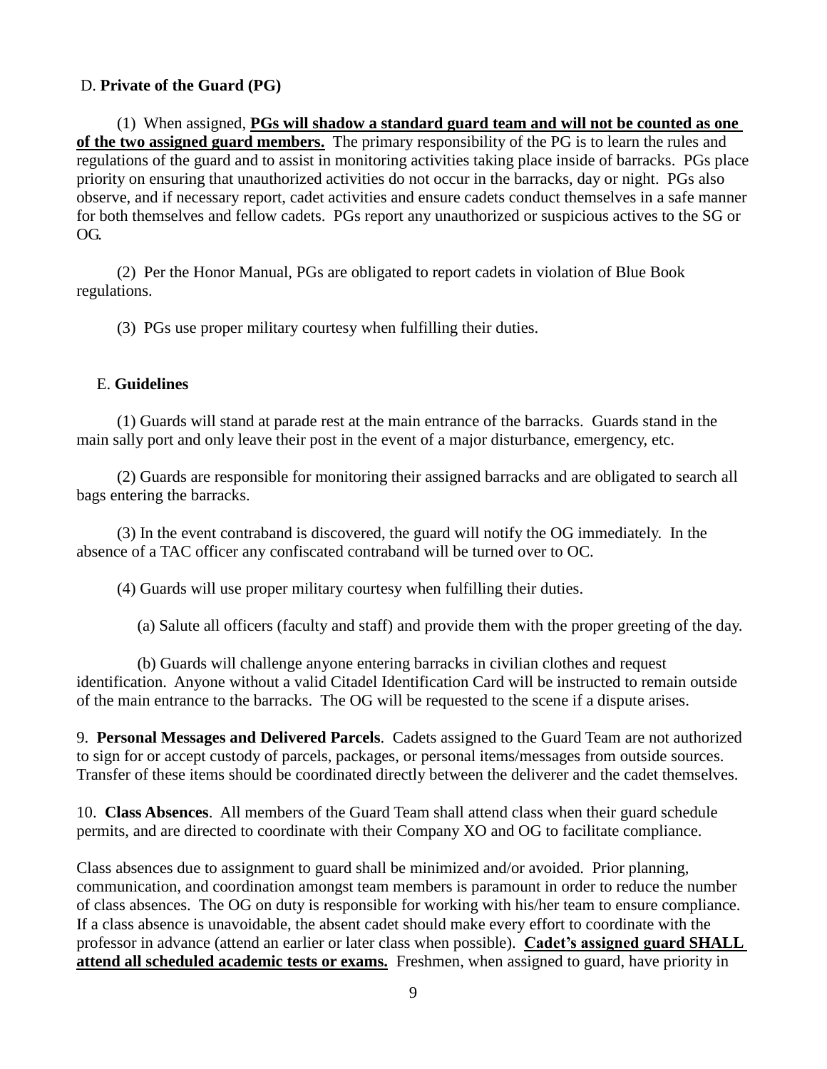D. **Private of the Guard (PG)**

(1) When assigned, **<u>PGs will shadow a standard guard team and will not be counted as one of the two assigned guard members.</u>** The primary responsibility of the PG is to learn the rules and regulations of the guard and to assist in monitoring activities taking place inside of barracks. PGs place priority on ensuring that unauthorized activities do not occur in the barracks, day or night. PGs also observe, and if necessary report, cadet activities and ensure cadets conduct themselves in a safe manner for both themselves and fellow cadets. PGs report any unauthorized or suspicious actives to the SG or OG.

(2) Per the Honor Manual, PGs are obligated to report cadets in violation of Blue Book regulations.

(3) PGs use proper military courtesy when fulfilling their duties.

E. **Guidelines**

(1) Guards will stand at parade rest at the main entrance of the barracks. Guards stand in the main sally port and only leave their post in the event of a major disturbance, emergency, etc.

(2) Guards are responsible for monitoring their assigned barracks and are obligated to search all bags entering the barracks.

(3) In the event contraband is discovered, the guard will notify the OG immediately. In the absence of a TAC officer any confiscated contraband will be turned over to OC.

(4) Guards will use proper military courtesy when fulfilling their duties.

(a) Salute all officers (faculty and staff) and provide them with the proper greeting of the day.

(b) Guards will challenge anyone entering barracks in civilian clothes and request identification. Anyone without a valid Citadel Identification Card will be instructed to remain outside of the main entrance to the barracks. The OG will be requested to the scene if a dispute arises.

9. **Personal Messages and Delivered Parcels**. Cadets assigned to the Guard Team are not authorized to sign for or accept custody of parcels, packages, or personal items/messages from outside sources. Transfer of these items should be coordinated directly between the deliverer and the cadet themselves.

10. **Class Absences**. All members of the Guard Team shall attend class when their guard schedule permits, and are directed to coordinate with their Company XO and OG to facilitate compliance.

Class absences due to assignment to guard shall be minimized and/or avoided. Prior planning, communication, and coordination amongst team members is paramount in order to reduce the number of class absences. The OG on duty is responsible for working with his/her team to ensure compliance. If a class absence is unavoidable, the absent cadet should make every effort to coordinate with the professor in advance (attend an earlier or later class when possible). **<u>Cadet's assigned guard SHALL attend all scheduled academic tests or exams.</u>** Freshmen, when assigned to guard, have priority in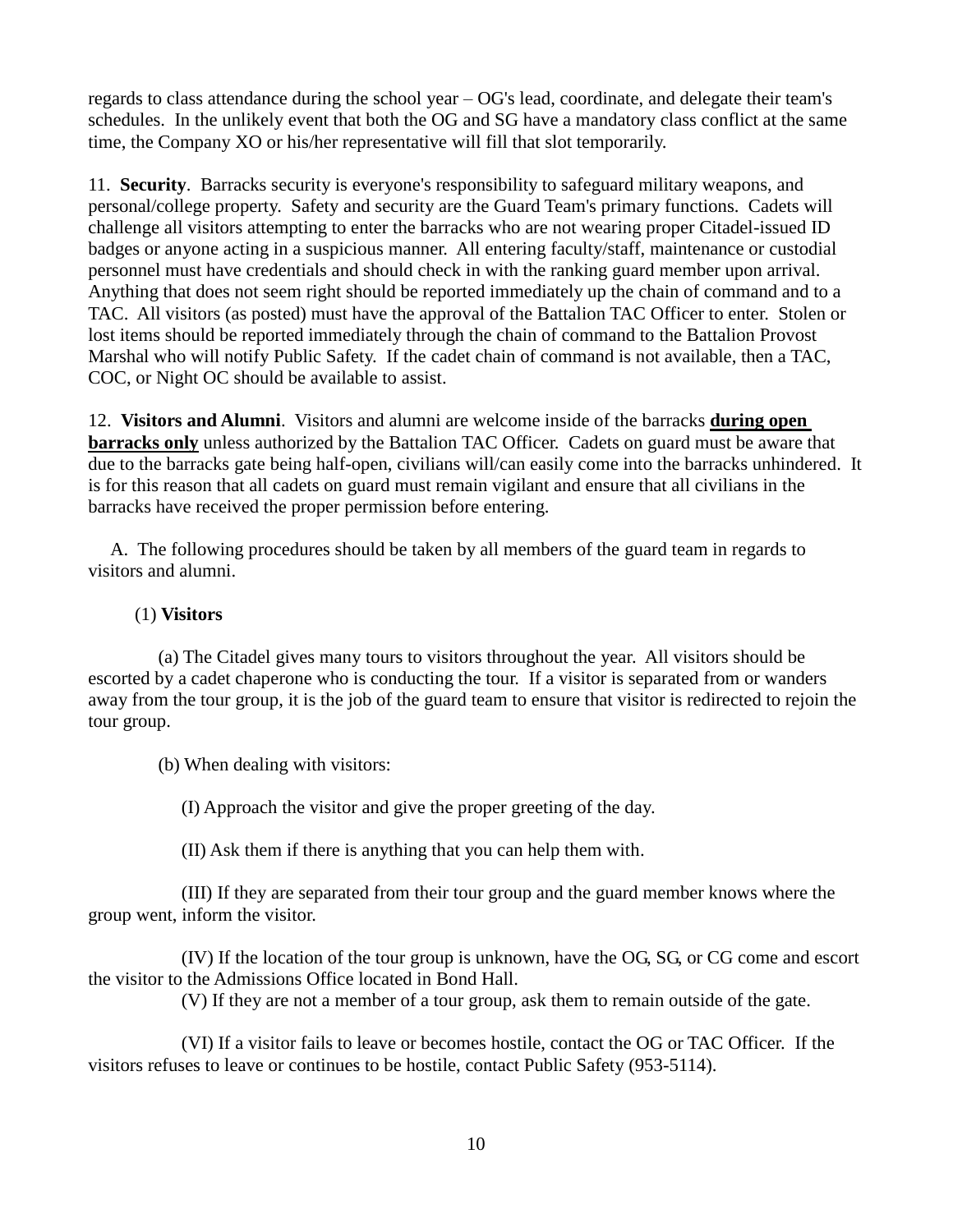regards to class attendance during the school year – OG's lead, coordinate, and delegate their team's schedules. In the unlikely event that both the OG and SG have a mandatory class conflict at the same time, the Company XO or his/her representative will fill that slot temporarily.

11. **Security**. Barracks security is everyone's responsibility to safeguard military weapons, and personal/college property. Safety and security are the Guard Team's primary functions. Cadets will challenge all visitors attempting to enter the barracks who are not wearing proper Citadel-issued ID badges or anyone acting in a suspicious manner. All entering faculty/staff, maintenance or custodial personnel must have credentials and should check in with the ranking guard member upon arrival. Anything that does not seem right should be reported immediately up the chain of command and to a TAC. All visitors (as posted) must have the approval of the Battalion TAC Officer to enter. Stolen or lost items should be reported immediately through the chain of command to the Battalion Provost Marshal who will notify Public Safety. If the cadet chain of command is not available, then a TAC, COC, or Night OC should be available to assist.

12. **Visitors and Alumni**. Visitors and alumni are welcome inside of the barracks **<u>during open barracks only</u>** unless authorized by the Battalion TAC Officer. Cadets on guard must be aware that due to the barracks gate being half-open, civilians will/can easily come into the barracks unhindered. It is for this reason that all cadets on guard must remain vigilant and ensure that all civilians in the barracks have received the proper permission before entering.

A. The following procedures should be taken by all members of the guard team in regards to visitors and alumni.

(1) **Visitors**

(a) The Citadel gives many tours to visitors throughout the year. All visitors should be escorted by a cadet chaperone who is conducting the tour. If a visitor is separated from or wanders away from the tour group, it is the job of the guard team to ensure that visitor is redirected to rejoin the tour group.

(b) When dealing with visitors:

(I) Approach the visitor and give the proper greeting of the day.

(II) Ask them if there is anything that you can help them with.

(III) If they are separated from their tour group and the guard member knows where the group went, inform the visitor.

(IV) If the location of the tour group is unknown, have the OG, SG, or CG come and escort the visitor to the Admissions Office located in Bond Hall.

(V) If they are not a member of a tour group, ask them to remain outside of the gate.

(VI) If a visitor fails to leave or becomes hostile, contact the OG or TAC Officer. If the visitors refuses to leave or continues to be hostile, contact Public Safety (953-5114).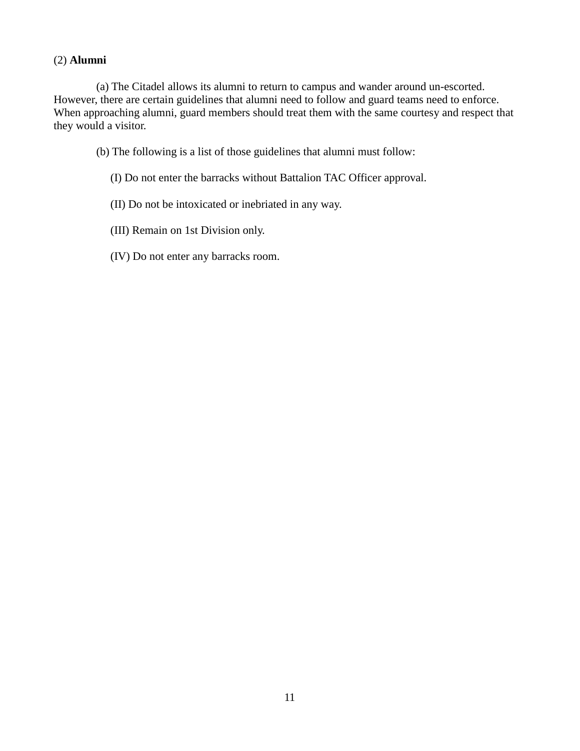(2) **Alumni**

(a) The Citadel allows its alumni to return to campus and wander around un-escorted. However, there are certain guidelines that alumni need to follow and guard teams need to enforce. When approaching alumni, guard members should treat them with the same courtesy and respect that they would a visitor.

(b) The following is a list of those guidelines that alumni must follow:

(I) Do not enter the barracks without Battalion TAC Officer approval.

(II) Do not be intoxicated or inebriated in any way.

(III) Remain on 1st Division only.

(IV) Do not enter any barracks room.